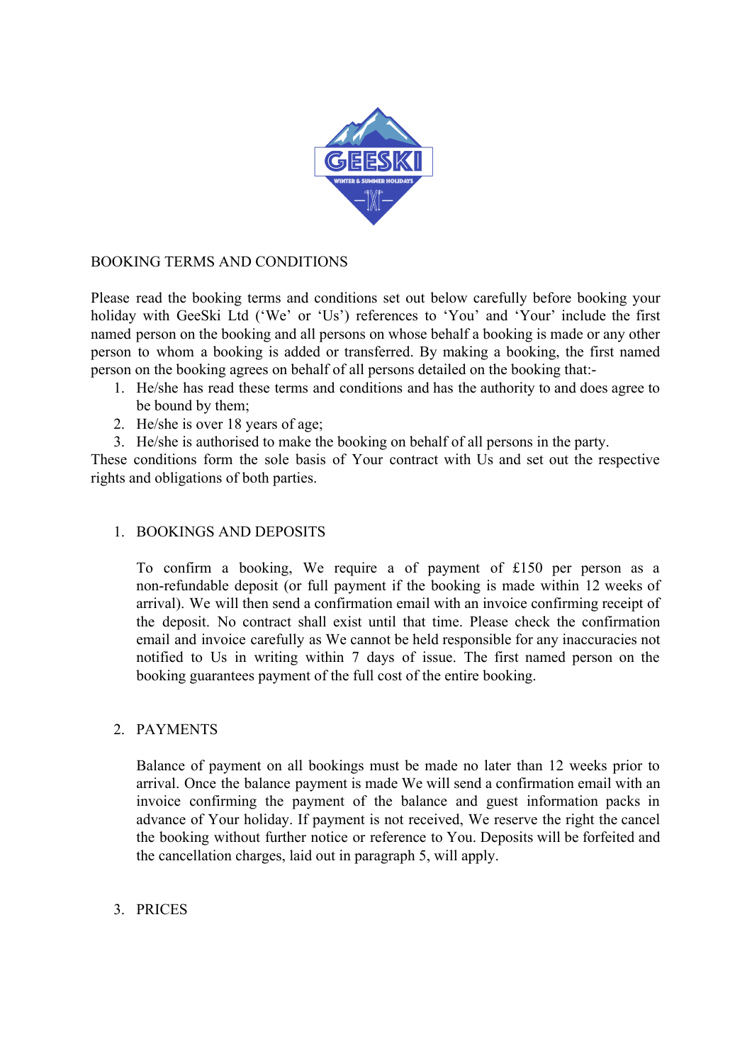BOOKING TERMS AND CONDITIONS

Please read the booking terms and conditions set out below carefully before booking your holiday with GeeSki Ltd ('We' or 'Us') references to 'You' and 'Your' include the first named person on the booking and all persons on whose behalf a booking is made or any other person to whom a booking is added or transferred. By making a booking, the first named person on the booking agrees on behalf of all persons detailed on the booking that:-

1. He/she has read these terms and conditions and has the authority to and does agree to be bound by them;
2. He/she is over 18 years of age;
3. He/she is authorised to make the booking on behalf of all persons in the party.

These conditions form the sole basis of Your contract with Us and set out the respective rights and obligations of both parties.

## 1. BOOKINGS AND DEPOSITS

To confirm a booking, We require a of payment of £150 per person as a non-refundable deposit (or full payment if the booking is made within 12 weeks of arrival). We will then send a confirmation email with an invoice confirming receipt of the deposit. No contract shall exist until that time. Please check the confirmation email and invoice carefully as We cannot be held responsible for any inaccuracies not notified to Us in writing within 7 days of issue. The first named person on the booking guarantees payment of the full cost of the entire booking.

## 2. PAYMENTS

Balance of payment on all bookings must be made no later than 12 weeks prior to arrival. Once the balance payment is made We will send a confirmation email with an invoice confirming the payment of the balance and guest information packs in advance of Your holiday. If payment is not received, We reserve the right the cancel the booking without further notice or reference to You. Deposits will be forfeited and the cancellation charges, laid out in paragraph 5, will apply.

## 3. PRICES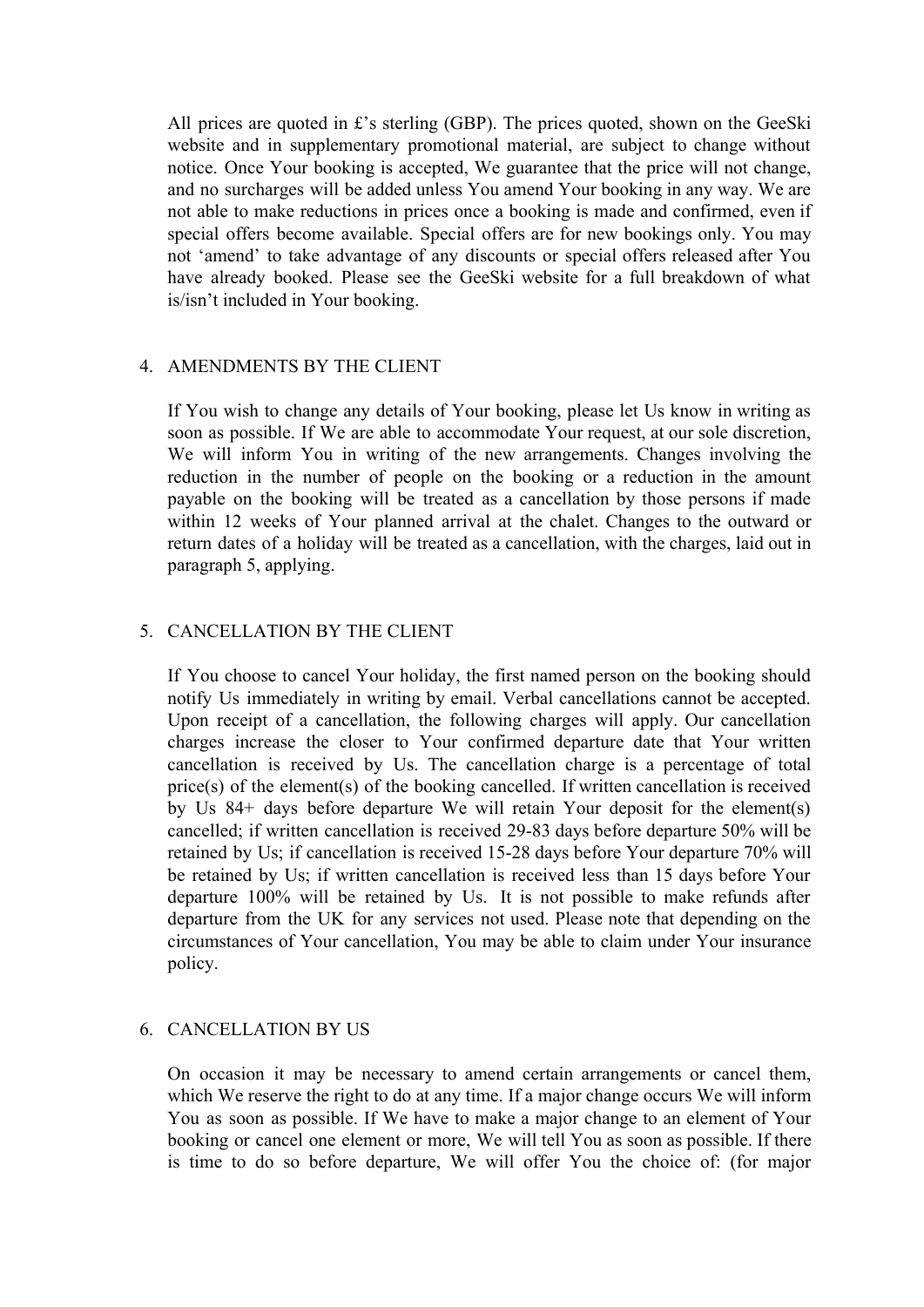All prices are quoted in £'s sterling (GBP). The prices quoted, shown on the GeeSki website and in supplementary promotional material, are subject to change without notice. Once Your booking is accepted, We guarantee that the price will not change, and no surcharges will be added unless You amend Your booking in any way. We are not able to make reductions in prices once a booking is made and confirmed, even if special offers become available. Special offers are for new bookings only. You may not 'amend' to take advantage of any discounts or special offers released after You have already booked. Please see the GeeSki website for a full breakdown of what is/isn't included in Your booking.

## 4. AMENDMENTS BY THE CLIENT

If You wish to change any details of Your booking, please let Us know in writing as soon as possible. If We are able to accommodate Your request, at our sole discretion, We will inform You in writing of the new arrangements. Changes involving the reduction in the number of people on the booking or a reduction in the amount payable on the booking will be treated as a cancellation by those persons if made within 12 weeks of Your planned arrival at the chalet. Changes to the outward or return dates of a holiday will be treated as a cancellation, with the charges, laid out in paragraph 5, applying.

## 5. CANCELLATION BY THE CLIENT

If You choose to cancel Your holiday, the first named person on the booking should notify Us immediately in writing by email. Verbal cancellations cannot be accepted. Upon receipt of a cancellation, the following charges will apply. Our cancellation charges increase the closer to Your confirmed departure date that Your written cancellation is received by Us. The cancellation charge is a percentage of total price(s) of the element(s) of the booking cancelled. If written cancellation is received by Us 84+ days before departure We will retain Your deposit for the element(s) cancelled; if written cancellation is received 29-83 days before departure 50% will be retained by Us; if cancellation is received 15-28 days before Your departure 70% will be retained by Us; if written cancellation is received less than 15 days before Your departure 100% will be retained by Us. It is not possible to make refunds after departure from the UK for any services not used. Please note that depending on the circumstances of Your cancellation, You may be able to claim under Your insurance policy.

## 6. CANCELLATION BY US

On occasion it may be necessary to amend certain arrangements or cancel them, which We reserve the right to do at any time. If a major change occurs We will inform You as soon as possible. If We have to make a major change to an element of Your booking or cancel one element or more, We will tell You as soon as possible. If there is time to do so before departure, We will offer You the choice of: (for major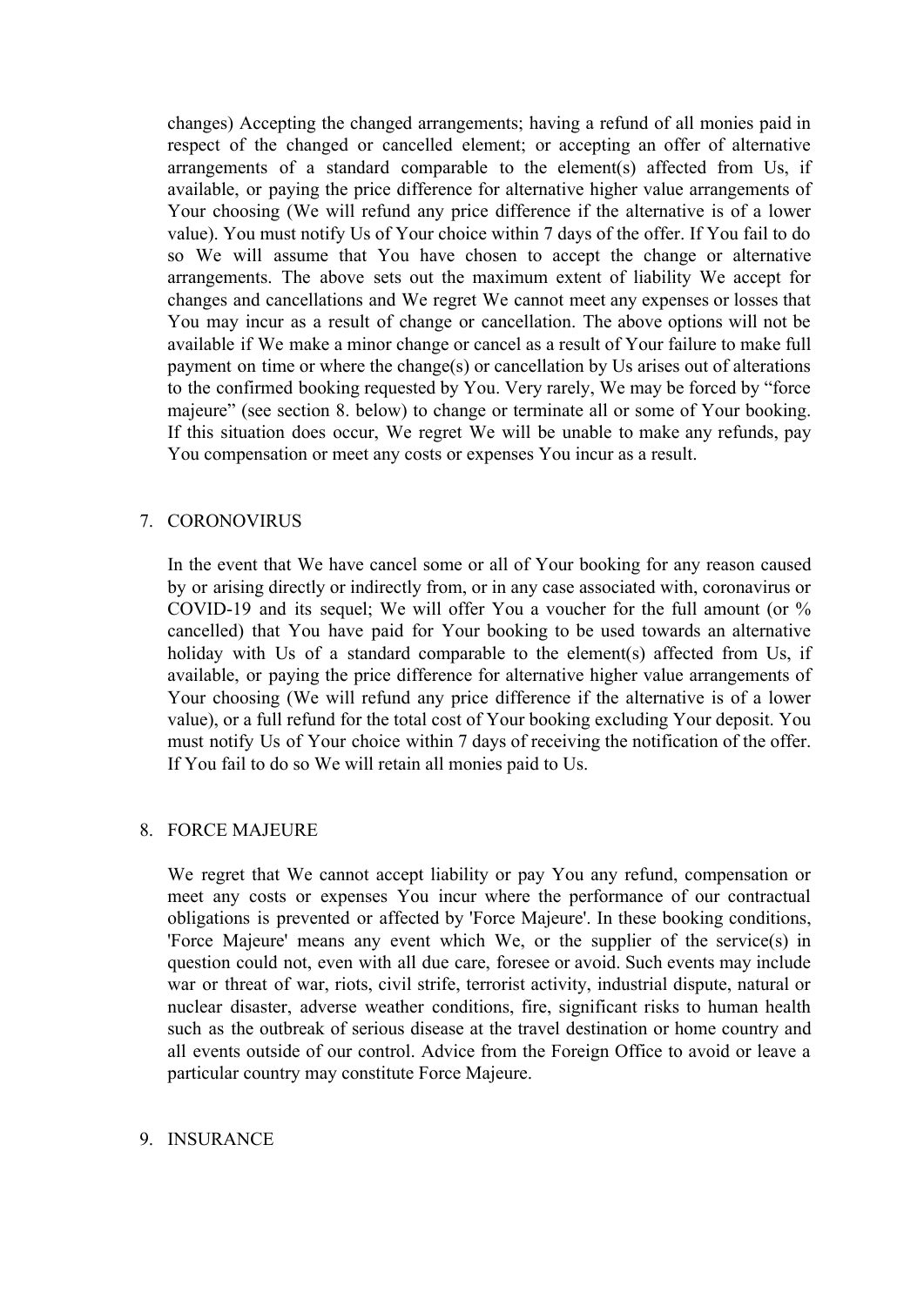changes) Accepting the changed arrangements; having a refund of all monies paid in respect of the changed or cancelled element; or accepting an offer of alternative arrangements of a standard comparable to the element(s) affected from Us, if available, or paying the price difference for alternative higher value arrangements of Your choosing (We will refund any price difference if the alternative is of a lower value). You must notify Us of Your choice within 7 days of the offer. If You fail to do so We will assume that You have chosen to accept the change or alternative arrangements. The above sets out the maximum extent of liability We accept for changes and cancellations and We regret We cannot meet any expenses or losses that You may incur as a result of change or cancellation. The above options will not be available if We make a minor change or cancel as a result of Your failure to make full payment on time or where the change(s) or cancellation by Us arises out of alterations to the confirmed booking requested by You. Very rarely, We may be forced by "force majeure" (see section 8. below) to change or terminate all or some of Your booking. If this situation does occur, We regret We will be unable to make any refunds, pay You compensation or meet any costs or expenses You incur as a result.

7. CORONOVIRUS

In the event that We have cancel some or all of Your booking for any reason caused by or arising directly or indirectly from, or in any case associated with, coronavirus or COVID-19 and its sequel; We will offer You a voucher for the full amount (or % cancelled) that You have paid for Your booking to be used towards an alternative holiday with Us of a standard comparable to the element(s) affected from Us, if available, or paying the price difference for alternative higher value arrangements of Your choosing (We will refund any price difference if the alternative is of a lower value), or a full refund for the total cost of Your booking excluding Your deposit. You must notify Us of Your choice within 7 days of receiving the notification of the offer. If You fail to do so We will retain all monies paid to Us.

8. FORCE MAJEURE

We regret that We cannot accept liability or pay You any refund, compensation or meet any costs or expenses You incur where the performance of our contractual obligations is prevented or affected by 'Force Majeure'. In these booking conditions, 'Force Majeure' means any event which We, or the supplier of the service(s) in question could not, even with all due care, foresee or avoid. Such events may include war or threat of war, riots, civil strife, terrorist activity, industrial dispute, natural or nuclear disaster, adverse weather conditions, fire, significant risks to human health such as the outbreak of serious disease at the travel destination or home country and all events outside of our control. Advice from the Foreign Office to avoid or leave a particular country may constitute Force Majeure.

9. INSURANCE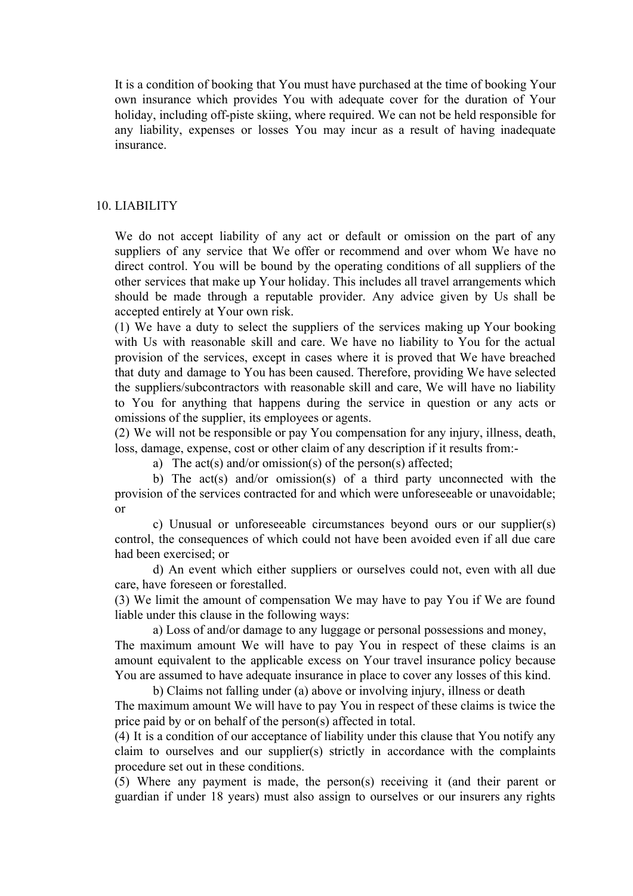It is a condition of booking that You must have purchased at the time of booking Your own insurance which provides You with adequate cover for the duration of Your holiday, including off-piste skiing, where required. We can not be held responsible for any liability, expenses or losses You may incur as a result of having inadequate insurance.

## 10. LIABILITY

We do not accept liability of any act or default or omission on the part of any suppliers of any service that We offer or recommend and over whom We have no direct control. You will be bound by the operating conditions of all suppliers of the other services that make up Your holiday. This includes all travel arrangements which should be made through a reputable provider. Any advice given by Us shall be accepted entirely at Your own risk.

(1) We have a duty to select the suppliers of the services making up Your booking with Us with reasonable skill and care. We have no liability to You for the actual provision of the services, except in cases where it is proved that We have breached that duty and damage to You has been caused. Therefore, providing We have selected the suppliers/subcontractors with reasonable skill and care, We will have no liability to You for anything that happens during the service in question or any acts or omissions of the supplier, its employees or agents.

(2) We will not be responsible or pay You compensation for any injury, illness, death, loss, damage, expense, cost or other claim of any description if it results from:-

a) The act(s) and/or omission(s) of the person(s) affected;

b) The act(s) and/or omission(s) of a third party unconnected with the provision of the services contracted for and which were unforeseeable or unavoidable; or

c) Unusual or unforeseeable circumstances beyond ours or our supplier(s) control, the consequences of which could not have been avoided even if all due care had been exercised; or

d) An event which either suppliers or ourselves could not, even with all due care, have foreseen or forestalled.

(3) We limit the amount of compensation We may have to pay You if We are found liable under this clause in the following ways:

a) Loss of and/or damage to any luggage or personal possessions and money,
The maximum amount We will have to pay You in respect of these claims is an amount equivalent to the applicable excess on Your travel insurance policy because You are assumed to have adequate insurance in place to cover any losses of this kind.

b) Claims not falling under (a) above or involving injury, illness or death
The maximum amount We will have to pay You in respect of these claims is twice the price paid by or on behalf of the person(s) affected in total.

(4) It is a condition of our acceptance of liability under this clause that You notify any claim to ourselves and our supplier(s) strictly in accordance with the complaints procedure set out in these conditions.

(5) Where any payment is made, the person(s) receiving it (and their parent or guardian if under 18 years) must also assign to ourselves or our insurers any rights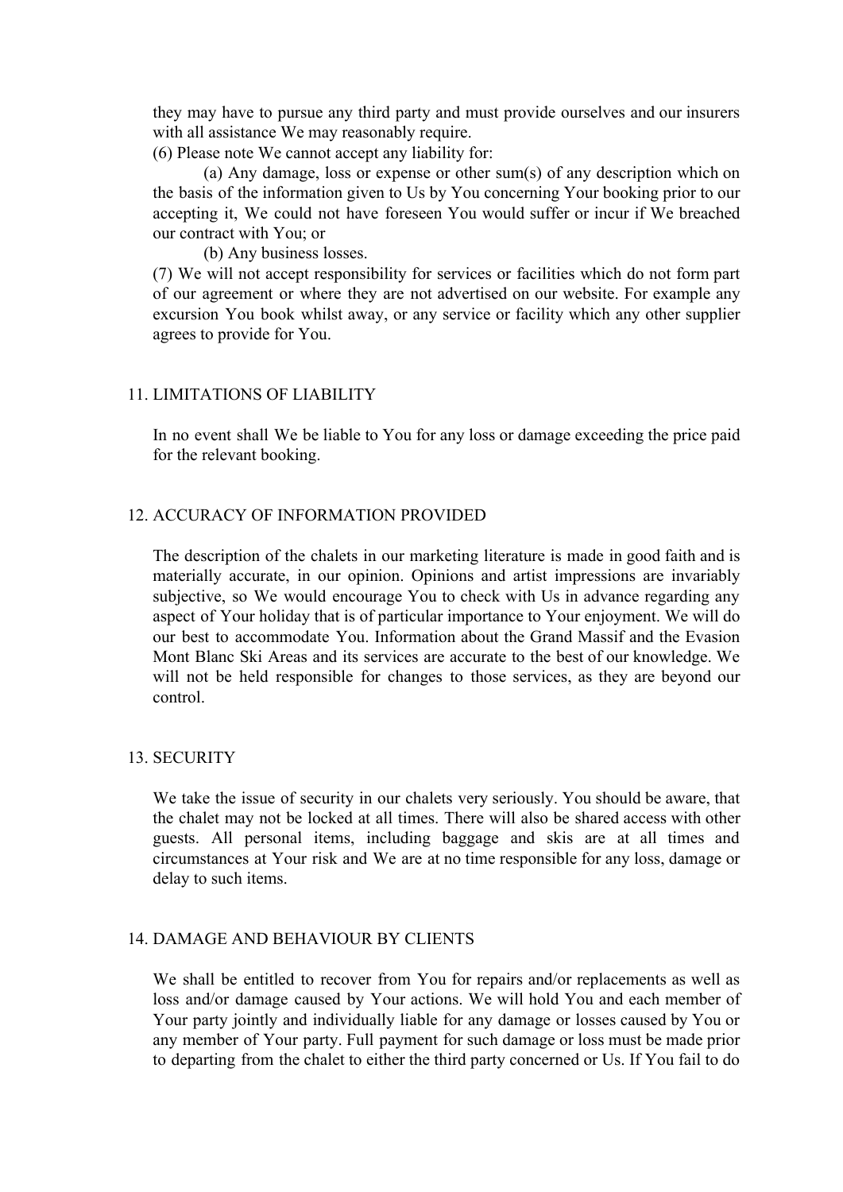they may have to pursue any third party and must provide ourselves and our insurers with all assistance We may reasonably require.

(6) Please note We cannot accept any liability for:

(a) Any damage, loss or expense or other sum(s) of any description which on the basis of the information given to Us by You concerning Your booking prior to our accepting it, We could not have foreseen You would suffer or incur if We breached our contract with You; or

(b) Any business losses.

(7) We will not accept responsibility for services or facilities which do not form part of our agreement or where they are not advertised on our website. For example any excursion You book whilst away, or any service or facility which any other supplier agrees to provide for You.

## 11. LIMITATIONS OF LIABILITY

In no event shall We be liable to You for any loss or damage exceeding the price paid for the relevant booking.

## 12. ACCURACY OF INFORMATION PROVIDED

The description of the chalets in our marketing literature is made in good faith and is materially accurate, in our opinion. Opinions and artist impressions are invariably subjective, so We would encourage You to check with Us in advance regarding any aspect of Your holiday that is of particular importance to Your enjoyment. We will do our best to accommodate You. Information about the Grand Massif and the Evasion Mont Blanc Ski Areas and its services are accurate to the best of our knowledge. We will not be held responsible for changes to those services, as they are beyond our control.

## 13. SECURITY

We take the issue of security in our chalets very seriously. You should be aware, that the chalet may not be locked at all times. There will also be shared access with other guests. All personal items, including baggage and skis are at all times and circumstances at Your risk and We are at no time responsible for any loss, damage or delay to such items.

## 14. DAMAGE AND BEHAVIOUR BY CLIENTS

We shall be entitled to recover from You for repairs and/or replacements as well as loss and/or damage caused by Your actions. We will hold You and each member of Your party jointly and individually liable for any damage or losses caused by You or any member of Your party. Full payment for such damage or loss must be made prior to departing from the chalet to either the third party concerned or Us. If You fail to do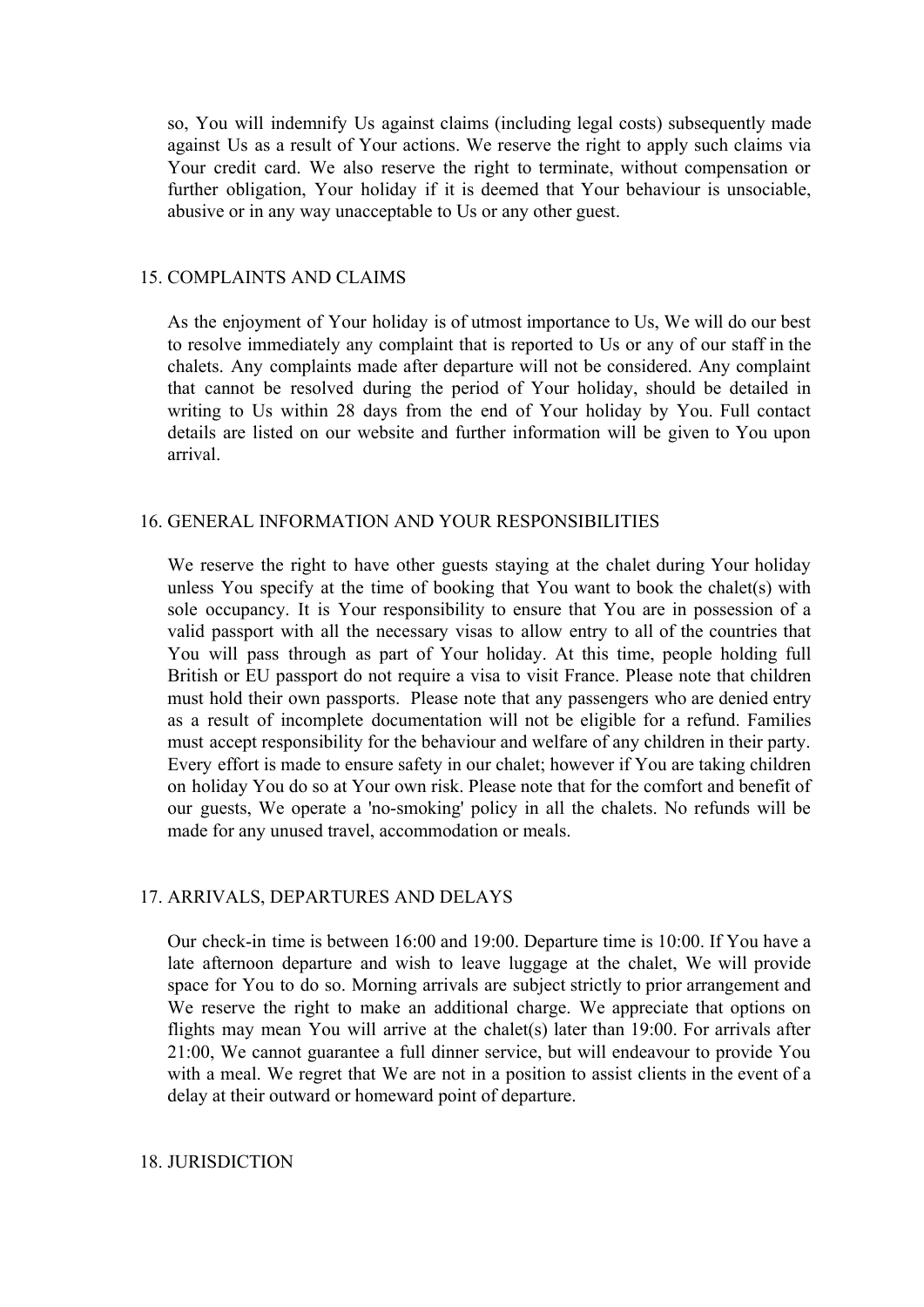so, You will indemnify Us against claims (including legal costs) subsequently made against Us as a result of Your actions. We reserve the right to apply such claims via Your credit card. We also reserve the right to terminate, without compensation or further obligation, Your holiday if it is deemed that Your behaviour is unsociable, abusive or in any way unacceptable to Us or any other guest.

## 15. COMPLAINTS AND CLAIMS

As the enjoyment of Your holiday is of utmost importance to Us, We will do our best to resolve immediately any complaint that is reported to Us or any of our staff in the chalets. Any complaints made after departure will not be considered. Any complaint that cannot be resolved during the period of Your holiday, should be detailed in writing to Us within 28 days from the end of Your holiday by You. Full contact details are listed on our website and further information will be given to You upon arrival.

## 16. GENERAL INFORMATION AND YOUR RESPONSIBILITIES

We reserve the right to have other guests staying at the chalet during Your holiday unless You specify at the time of booking that You want to book the chalet(s) with sole occupancy. It is Your responsibility to ensure that You are in possession of a valid passport with all the necessary visas to allow entry to all of the countries that You will pass through as part of Your holiday. At this time, people holding full British or EU passport do not require a visa to visit France. Please note that children must hold their own passports. Please note that any passengers who are denied entry as a result of incomplete documentation will not be eligible for a refund. Families must accept responsibility for the behaviour and welfare of any children in their party. Every effort is made to ensure safety in our chalet; however if You are taking children on holiday You do so at Your own risk. Please note that for the comfort and benefit of our guests, We operate a 'no-smoking' policy in all the chalets. No refunds will be made for any unused travel, accommodation or meals.

## 17. ARRIVALS, DEPARTURES AND DELAYS

Our check-in time is between 16:00 and 19:00. Departure time is 10:00. If You have a late afternoon departure and wish to leave luggage at the chalet, We will provide space for You to do so. Morning arrivals are subject strictly to prior arrangement and We reserve the right to make an additional charge. We appreciate that options on flights may mean You will arrive at the chalet(s) later than 19:00. For arrivals after 21:00, We cannot guarantee a full dinner service, but will endeavour to provide You with a meal. We regret that We are not in a position to assist clients in the event of a delay at their outward or homeward point of departure.

## 18. JURISDICTION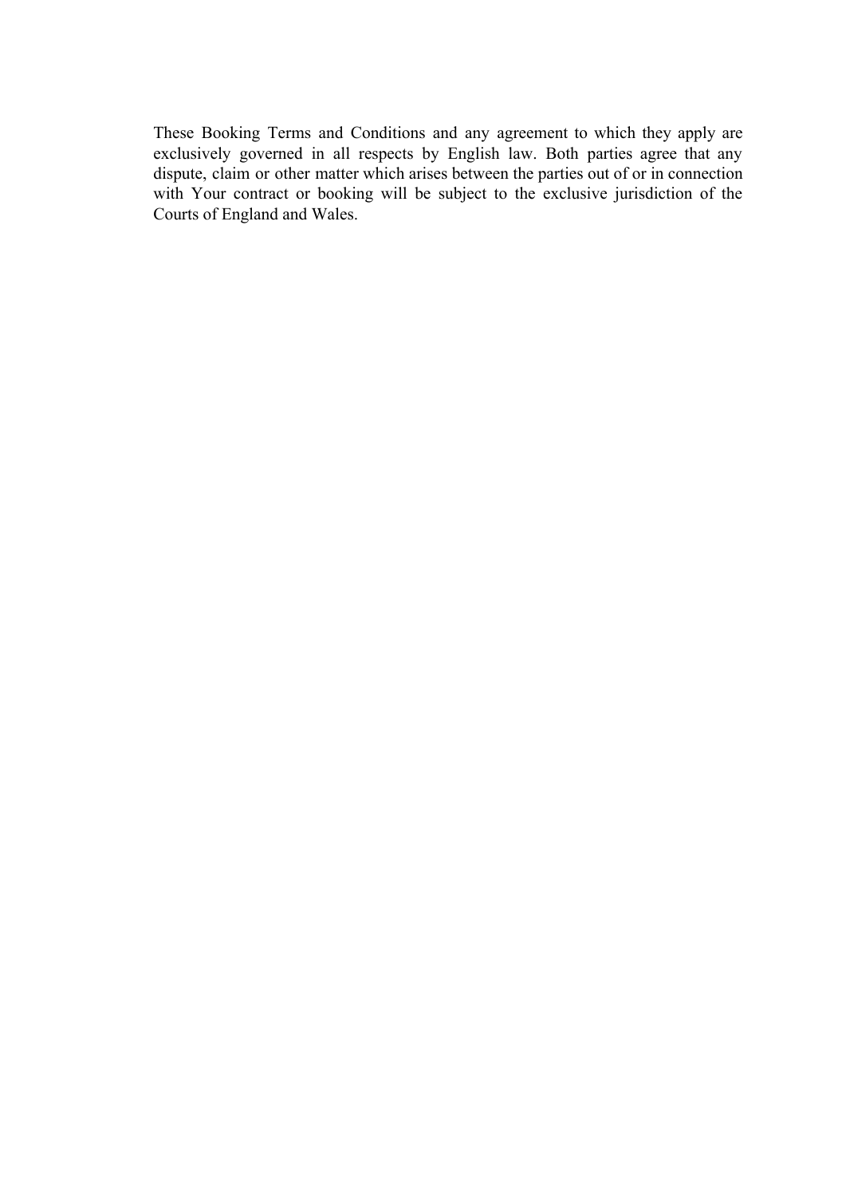These Booking Terms and Conditions and any agreement to which they apply are exclusively governed in all respects by English law. Both parties agree that any dispute, claim or other matter which arises between the parties out of or in connection with Your contract or booking will be subject to the exclusive jurisdiction of the Courts of England and Wales.